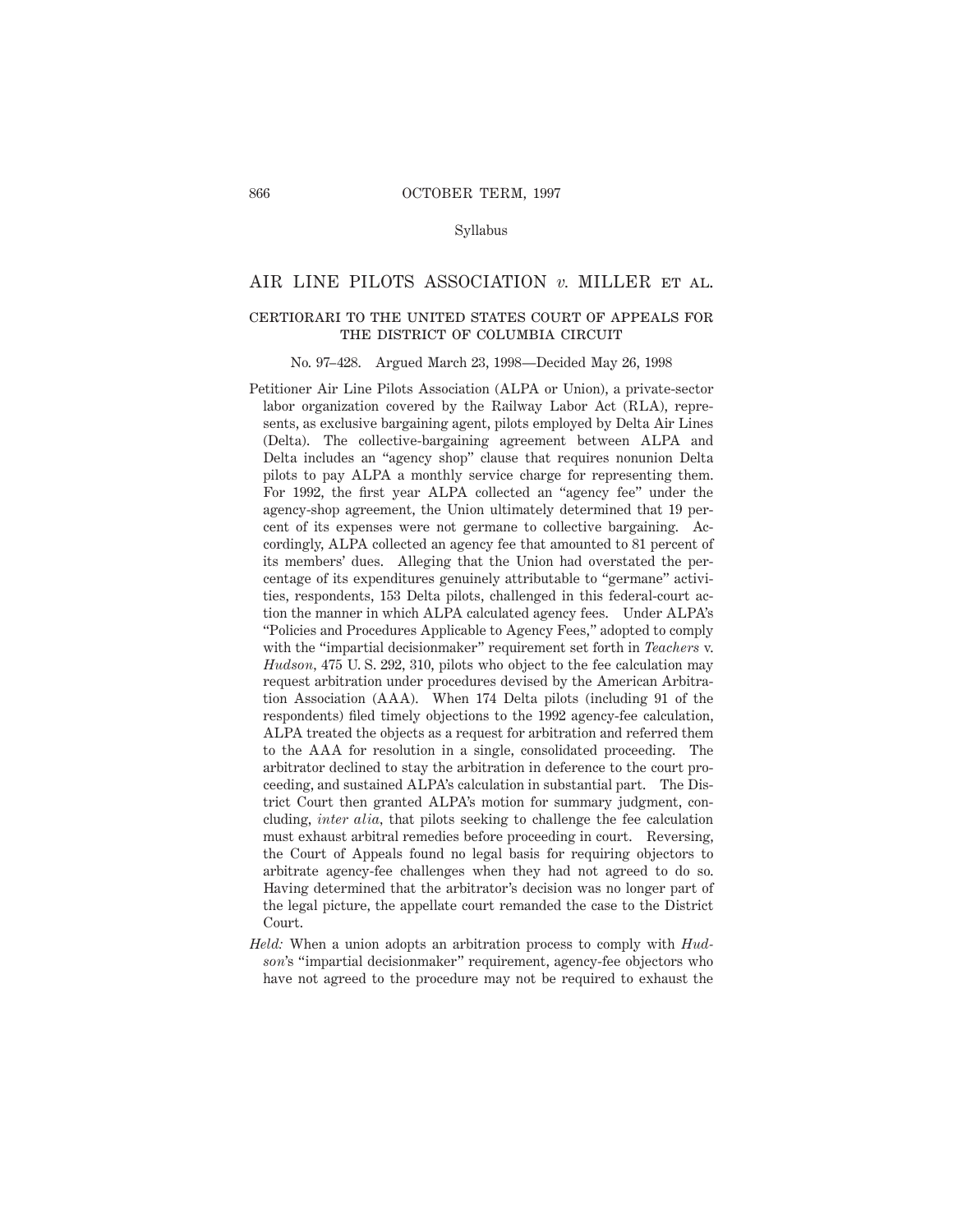Syllabus

# AIR LINE PILOTS ASSOCIATION *v.* MILLER ET AL.

## CERTIORARI TO THE UNITED STATES COURT OF APPEALS FOR THE DISTRICT OF COLUMBIA CIRCUIT

No. 97–428. Argued March 23, 1998—Decided May 26, 1998

Petitioner Air Line Pilots Association (ALPA or Union), a private-sector labor organization covered by the Railway Labor Act (RLA), represents, as exclusive bargaining agent, pilots employed by Delta Air Lines (Delta). The collective-bargaining agreement between ALPA and Delta includes an "agency shop" clause that requires nonunion Delta pilots to pay ALPA a monthly service charge for representing them. For 1992, the first year ALPA collected an "agency fee" under the agency-shop agreement, the Union ultimately determined that 19 percent of its expenses were not germane to collective bargaining. Accordingly, ALPA collected an agency fee that amounted to 81 percent of its members' dues. Alleging that the Union had overstated the percentage of its expenditures genuinely attributable to "germane" activities, respondents, 153 Delta pilots, challenged in this federal-court action the manner in which ALPA calculated agency fees. Under ALPA's "Policies and Procedures Applicable to Agency Fees," adopted to comply with the "impartial decisionmaker" requirement set forth in *Teachers* v. *Hudson*, 475 U. S. 292, 310, pilots who object to the fee calculation may request arbitration under procedures devised by the American Arbitration Association (AAA). When 174 Delta pilots (including 91 of the respondents) filed timely objections to the 1992 agency-fee calculation, ALPA treated the objects as a request for arbitration and referred them to the AAA for resolution in a single, consolidated proceeding. The arbitrator declined to stay the arbitration in deference to the court proceeding, and sustained ALPA's calculation in substantial part. The District Court then granted ALPA's motion for summary judgment, concluding, *inter alia*, that pilots seeking to challenge the fee calculation must exhaust arbitral remedies before proceeding in court. Reversing, the Court of Appeals found no legal basis for requiring objectors to arbitrate agency-fee challenges when they had not agreed to do so. Having determined that the arbitrator's decision was no longer part of the legal picture, the appellate court remanded the case to the District Court.

*Held:* When a union adopts an arbitration process to comply with *Hudson*'s "impartial decisionmaker" requirement, agency-fee objectors who have not agreed to the procedure may not be required to exhaust the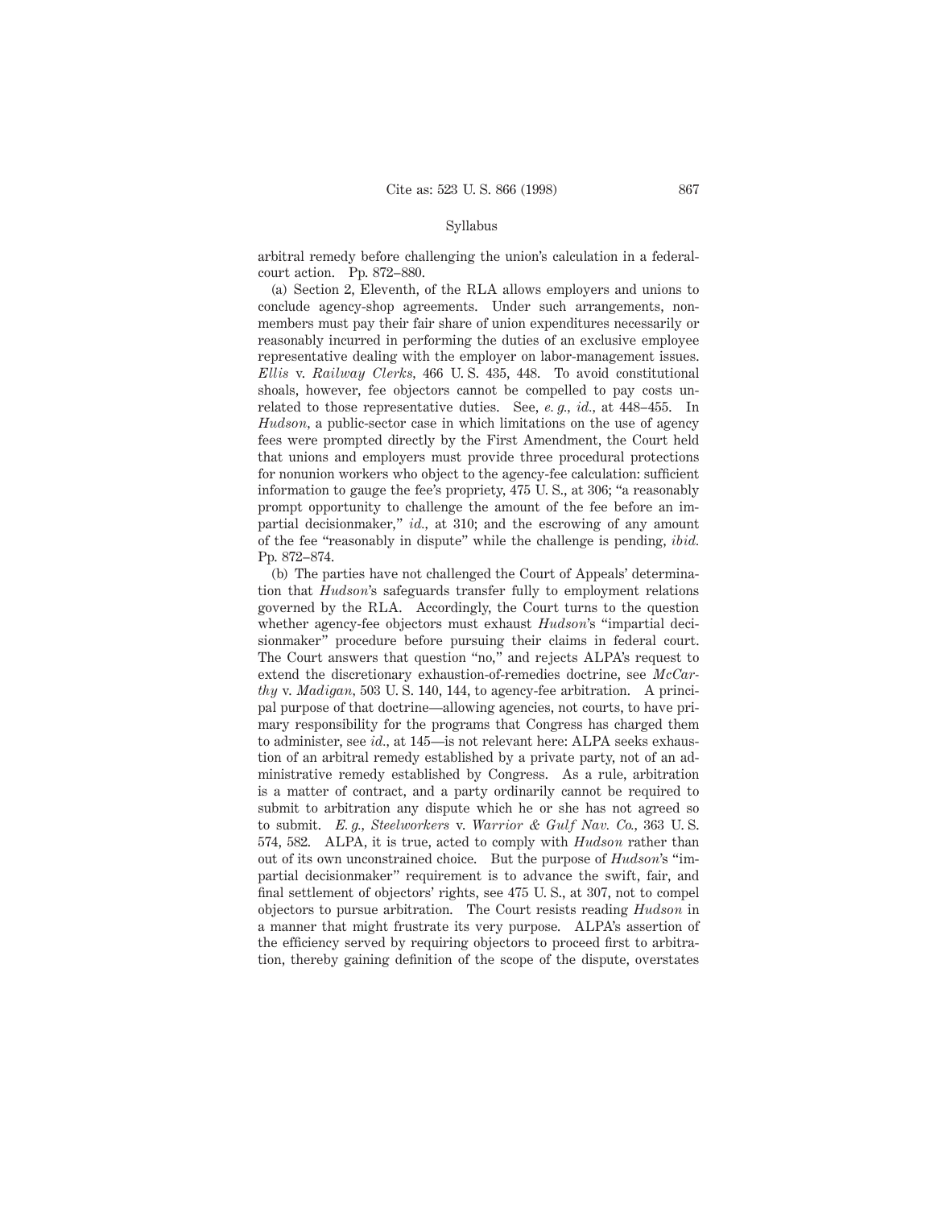arbitral remedy before challenging the union's calculation in a federal-court action. Pp. 872–880.

(a) Section 2, Eleventh, of the RLA allows employers and unions to conclude agency-shop agreements. Under such arrangements, nonmembers must pay their fair share of union expenditures necessarily or reasonably incurred in performing the duties of an exclusive employee representative dealing with the employer on labor-management issues. *Ellis* v. *Railway Clerks*, 466 U. S. 435, 448. To avoid constitutional shoals, however, fee objectors cannot be compelled to pay costs unrelated to those representative duties. See, *e. g., id.,* at 448–455. In *Hudson*, a public-sector case in which limitations on the use of agency fees were prompted directly by the First Amendment, the Court held that unions and employers must provide three procedural protections for nonunion workers who object to the agency-fee calculation: sufficient information to gauge the fee's propriety, 475 U. S., at 306; "a reasonably prompt opportunity to challenge the amount of the fee before an impartial decisionmaker," *id.,* at 310; and the escrowing of any amount of the fee "reasonably in dispute" while the challenge is pending, *ibid.* Pp. 872–874.

(b) The parties have not challenged the Court of Appeals' determination that *Hudson*'s safeguards transfer fully to employment relations governed by the RLA. Accordingly, the Court turns to the question whether agency-fee objectors must exhaust *Hudson*'s "impartial decisionmaker" procedure before pursuing their claims in federal court. The Court answers that question "no," and rejects ALPA's request to extend the discretionary exhaustion-of-remedies doctrine, see *McCarthy* v. *Madigan*, 503 U. S. 140, 144, to agency-fee arbitration. A principal purpose of that doctrine—allowing agencies, not courts, to have primary responsibility for the programs that Congress has charged them to administer, see *id.,* at 145—is not relevant here: ALPA seeks exhaustion of an arbitral remedy established by a private party, not of an administrative remedy established by Congress. As a rule, arbitration is a matter of contract, and a party ordinarily cannot be required to submit to arbitration any dispute which he or she has not agreed so to submit. *E. g., Steelworkers* v. *Warrior & Gulf Nav. Co.*, 363 U. S. 574, 582. ALPA, it is true, acted to comply with *Hudson* rather than out of its own unconstrained choice. But the purpose of *Hudson*'s "impartial decisionmaker" requirement is to advance the swift, fair, and final settlement of objectors' rights, see 475 U. S., at 307, not to compel objectors to pursue arbitration. The Court resists reading *Hudson* in a manner that might frustrate its very purpose. ALPA's assertion of the efficiency served by requiring objectors to proceed first to arbitration, thereby gaining definition of the scope of the dispute, overstates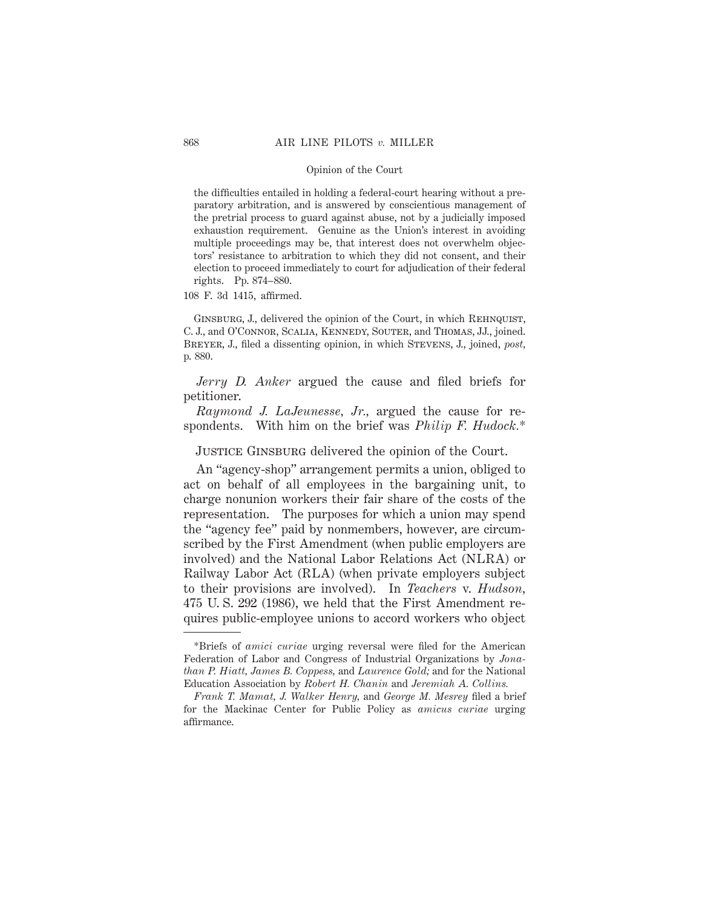the difficulties entailed in holding a federal-court hearing without a preparatory arbitration, and is answered by conscientious management of the pretrial process to guard against abuse, not by a judicially imposed exhaustion requirement. Genuine as the Union's interest in avoiding multiple proceedings may be, that interest does not overwhelm objectors' resistance to arbitration to which they did not consent, and their election to proceed immediately to court for adjudication of their federal rights. Pp. 874–880.

108 F. 3d 1415, affirmed.

Ginsburg, J., delivered the opinion of the Court, in which Rehnquist, C. J., and O'Connor, Scalia, Kennedy, Souter, and Thomas, JJ., joined. Breyer, J., filed a dissenting opinion, in which Stevens, J., joined, *post*, p. 880.

*Jerry D. Anker* argued the cause and filed briefs for petitioner.

*Raymond J. LaJeunesse, Jr.*, argued the cause for respondents. With him on the brief was *Philip F. Hudock.*\*

Justice Ginsburg delivered the opinion of the Court.

An "agency-shop" arrangement permits a union, obliged to act on behalf of all employees in the bargaining unit, to charge nonunion workers their fair share of the costs of the representation. The purposes for which a union may spend the "agency fee" paid by nonmembers, however, are circumscribed by the First Amendment (when public employers are involved) and the National Labor Relations Act (NLRA) or Railway Labor Act (RLA) (when private employers subject to their provisions are involved). In *Teachers* v. *Hudson*, 475 U. S. 292 (1986), we held that the First Amendment requires public-employee unions to accord workers who object

---

\*Briefs of *amici curiae* urging reversal were filed for the American Federation of Labor and Congress of Industrial Organizations by *Jonathan P. Hiatt*, *James B. Coppess*, and *Laurence Gold;* and for the National Education Association by *Robert H. Chanin* and *Jeremiah A. Collins.*

*Frank T. Mamat*, *J. Walker Henry*, and *George M. Mesrey* filed a brief for the Mackinac Center for Public Policy as *amicus curiae* urging affirmance.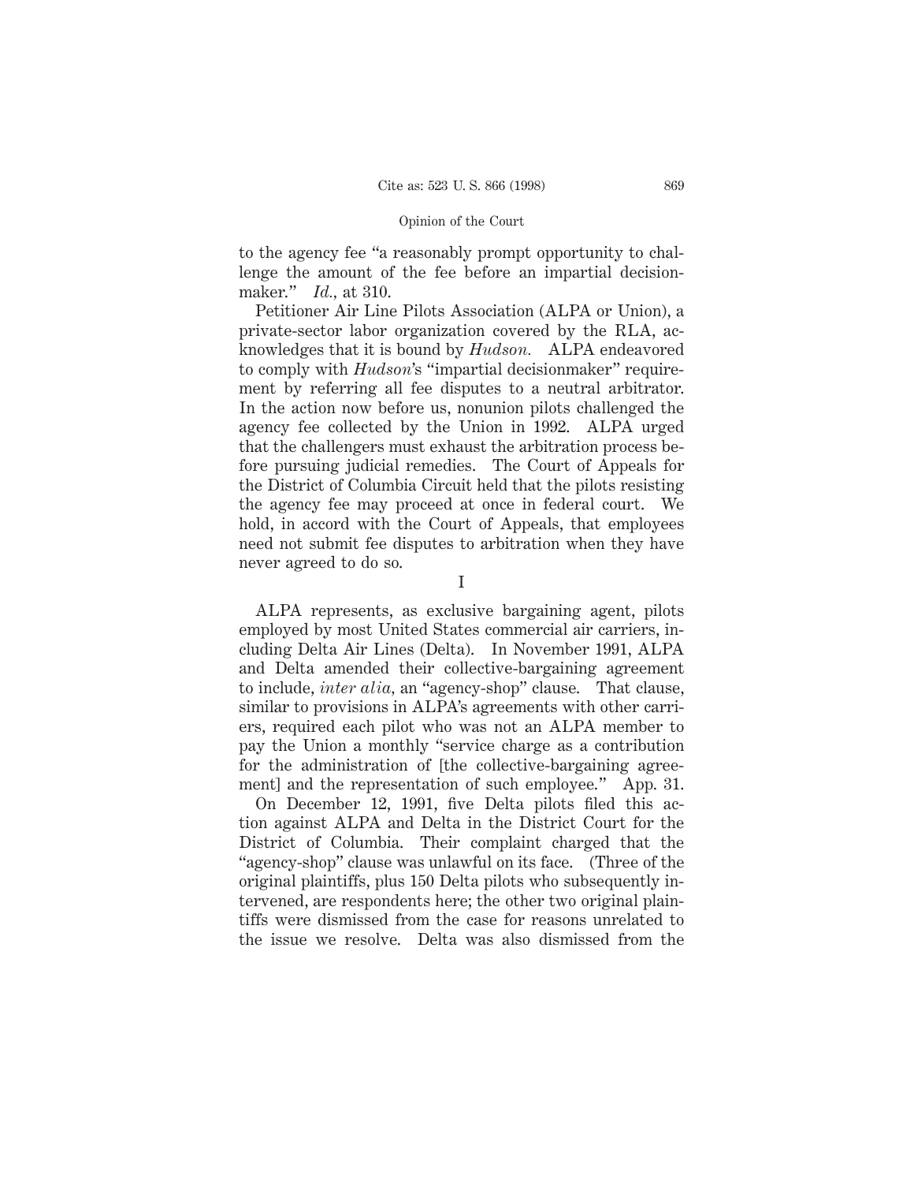to the agency fee "a reasonably prompt opportunity to challenge the amount of the fee before an impartial decisionmaker." *Id.*, at 310.

Petitioner Air Line Pilots Association (ALPA or Union), a private-sector labor organization covered by the RLA, acknowledges that it is bound by *Hudson.* ALPA endeavored to comply with *Hudson*'s "impartial decisionmaker" requirement by referring all fee disputes to a neutral arbitrator. In the action now before us, nonunion pilots challenged the agency fee collected by the Union in 1992. ALPA urged that the challengers must exhaust the arbitration process before pursuing judicial remedies. The Court of Appeals for the District of Columbia Circuit held that the pilots resisting the agency fee may proceed at once in federal court. We hold, in accord with the Court of Appeals, that employees need not submit fee disputes to arbitration when they have never agreed to do so.

## I

ALPA represents, as exclusive bargaining agent, pilots employed by most United States commercial air carriers, including Delta Air Lines (Delta). In November 1991, ALPA and Delta amended their collective-bargaining agreement to include, *inter alia*, an "agency-shop" clause. That clause, similar to provisions in ALPA's agreements with other carriers, required each pilot who was not an ALPA member to pay the Union a monthly "service charge as a contribution for the administration of [the collective-bargaining agreement] and the representation of such employee." App. 31.

On December 12, 1991, five Delta pilots filed this action against ALPA and Delta in the District Court for the District of Columbia. Their complaint charged that the "agency-shop" clause was unlawful on its face. (Three of the original plaintiffs, plus 150 Delta pilots who subsequently intervened, are respondents here; the other two original plaintiffs were dismissed from the case for reasons unrelated to the issue we resolve. Delta was also dismissed from the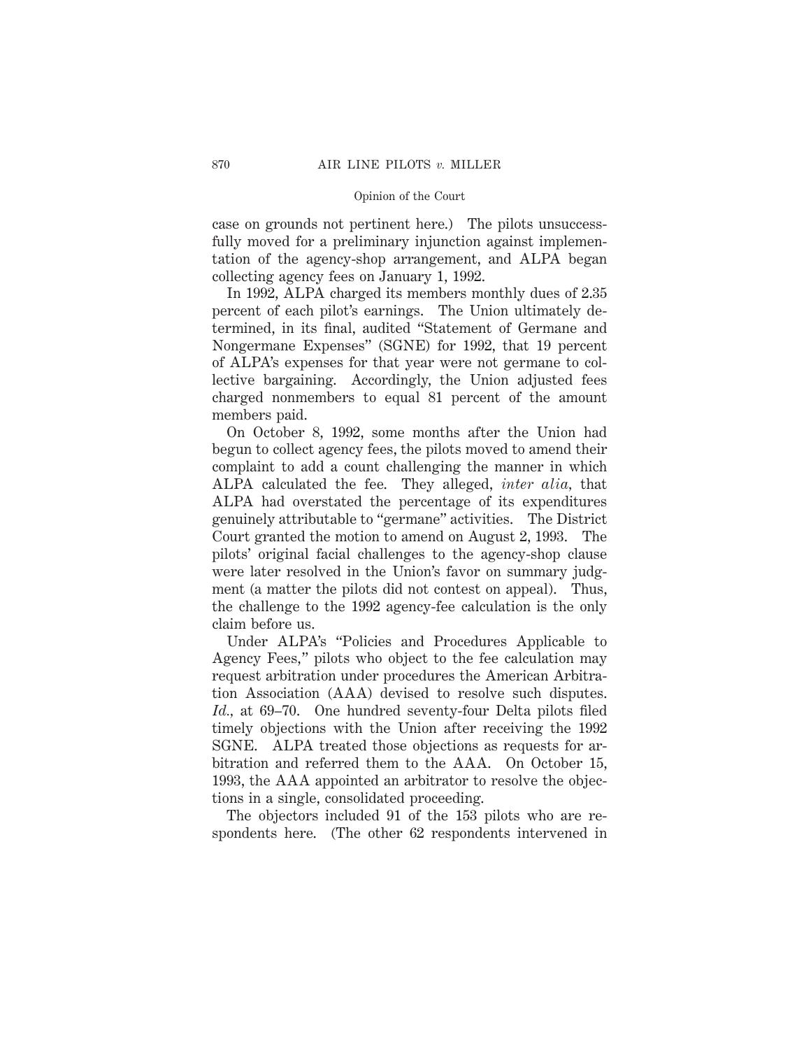case on grounds not pertinent here.) The pilots unsuccessfully moved for a preliminary injunction against implementation of the agency-shop arrangement, and ALPA began collecting agency fees on January 1, 1992.

In 1992, ALPA charged its members monthly dues of 2.35 percent of each pilot's earnings. The Union ultimately determined, in its final, audited "Statement of Germane and Nongermane Expenses" (SGNE) for 1992, that 19 percent of ALPA's expenses for that year were not germane to collective bargaining. Accordingly, the Union adjusted fees charged nonmembers to equal 81 percent of the amount members paid.

On October 8, 1992, some months after the Union had begun to collect agency fees, the pilots moved to amend their complaint to add a count challenging the manner in which ALPA calculated the fee. They alleged, *inter alia*, that ALPA had overstated the percentage of its expenditures genuinely attributable to "germane" activities. The District Court granted the motion to amend on August 2, 1993. The pilots' original facial challenges to the agency-shop clause were later resolved in the Union's favor on summary judgment (a matter the pilots did not contest on appeal). Thus, the challenge to the 1992 agency-fee calculation is the only claim before us.

Under ALPA's "Policies and Procedures Applicable to Agency Fees," pilots who object to the fee calculation may request arbitration under procedures the American Arbitration Association (AAA) devised to resolve such disputes. *Id.*, at 69–70. One hundred seventy-four Delta pilots filed timely objections with the Union after receiving the 1992 SGNE. ALPA treated those objections as requests for arbitration and referred them to the AAA. On October 15, 1993, the AAA appointed an arbitrator to resolve the objections in a single, consolidated proceeding.

The objectors included 91 of the 153 pilots who are respondents here. (The other 62 respondents intervened in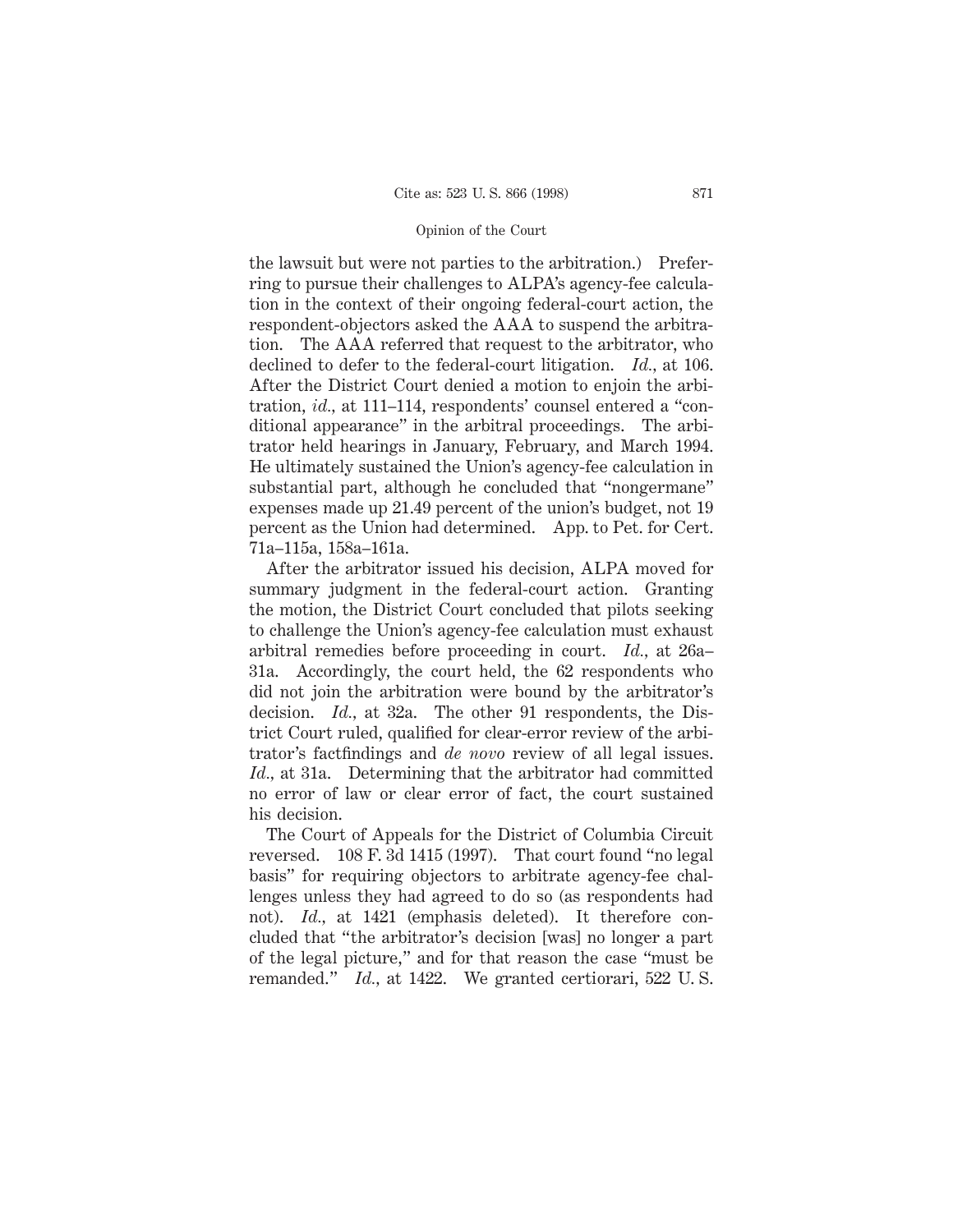the lawsuit but were not parties to the arbitration.) Preferring to pursue their challenges to ALPA's agency-fee calculation in the context of their ongoing federal-court action, the respondent-objectors asked the AAA to suspend the arbitration. The AAA referred that request to the arbitrator, who declined to defer to the federal-court litigation. *Id.*, at 106. After the District Court denied a motion to enjoin the arbitration, *id.*, at 111–114, respondents' counsel entered a "conditional appearance" in the arbitral proceedings. The arbitrator held hearings in January, February, and March 1994. He ultimately sustained the Union's agency-fee calculation in substantial part, although he concluded that "nongermane" expenses made up 21.49 percent of the union's budget, not 19 percent as the Union had determined. App. to Pet. for Cert. 71a–115a, 158a–161a.

After the arbitrator issued his decision, ALPA moved for summary judgment in the federal-court action. Granting the motion, the District Court concluded that pilots seeking to challenge the Union's agency-fee calculation must exhaust arbitral remedies before proceeding in court. *Id.*, at 26a–31a. Accordingly, the court held, the 62 respondents who did not join the arbitration were bound by the arbitrator's decision. *Id.*, at 32a. The other 91 respondents, the District Court ruled, qualified for clear-error review of the arbitrator's factfindings and *de novo* review of all legal issues. *Id.*, at 31a. Determining that the arbitrator had committed no error of law or clear error of fact, the court sustained his decision.

The Court of Appeals for the District of Columbia Circuit reversed. 108 F. 3d 1415 (1997). That court found "no legal basis" for requiring objectors to arbitrate agency-fee challenges unless they had agreed to do so (as respondents had not). *Id.*, at 1421 (emphasis deleted). It therefore concluded that "the arbitrator's decision [was] no longer a part of the legal picture," and for that reason the case "must be remanded." *Id.*, at 1422. We granted certiorari, 522 U. S.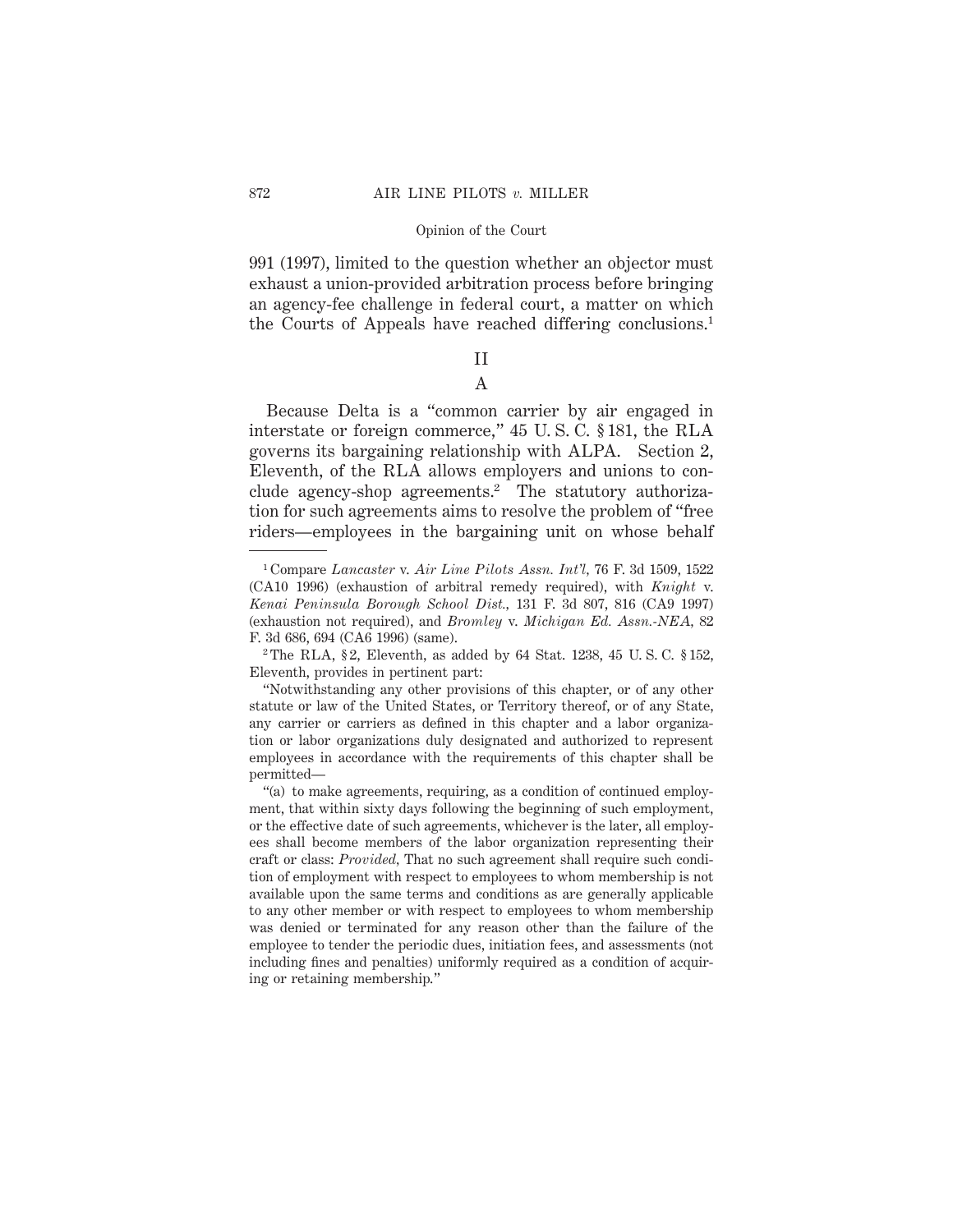991 (1997), limited to the question whether an objector must exhaust a union-provided arbitration process before bringing an agency-fee challenge in federal court, a matter on which the Courts of Appeals have reached differing conclusions.[1]

## II

### A

Because Delta is a "common carrier by air engaged in interstate or foreign commerce," 45 U. S. C. § 181, the RLA governs its bargaining relationship with ALPA. Section 2, Eleventh, of the RLA allows employers and unions to conclude agency-shop agreements.[2] The statutory authorization for such agreements aims to resolve the problem of "free riders—employees in the bargaining unit on whose behalf

---

[1] Compare *Lancaster* v. *Air Line Pilots Assn. Int'l*, 76 F. 3d 1509, 1522 (CA10 1996) (exhaustion of arbitral remedy required), with *Knight* v. *Kenai Peninsula Borough School Dist.*, 131 F. 3d 807, 816 (CA9 1997) (exhaustion not required), and *Bromley* v. *Michigan Ed. Assn.-NEA*, 82 F. 3d 686, 694 (CA6 1996) (same).

[2] The RLA, § 2, Eleventh, as added by 64 Stat. 1238, 45 U. S. C. § 152, Eleventh, provides in pertinent part:

"Notwithstanding any other provisions of this chapter, or of any other statute or law of the United States, or Territory thereof, or of any State, any carrier or carriers as defined in this chapter and a labor organization or labor organizations duly designated and authorized to represent employees in accordance with the requirements of this chapter shall be permitted—

"(a) to make agreements, requiring, as a condition of continued employment, that within sixty days following the beginning of such employment, or the effective date of such agreements, whichever is the later, all employees shall become members of the labor organization representing their craft or class: *Provided*, That no such agreement shall require such condition of employment with respect to employees to whom membership is not available upon the same terms and conditions as are generally applicable to any other member or with respect to employees to whom membership was denied or terminated for any reason other than the failure of the employee to tender the periodic dues, initiation fees, and assessments (not including fines and penalties) uniformly required as a condition of acquiring or retaining membership."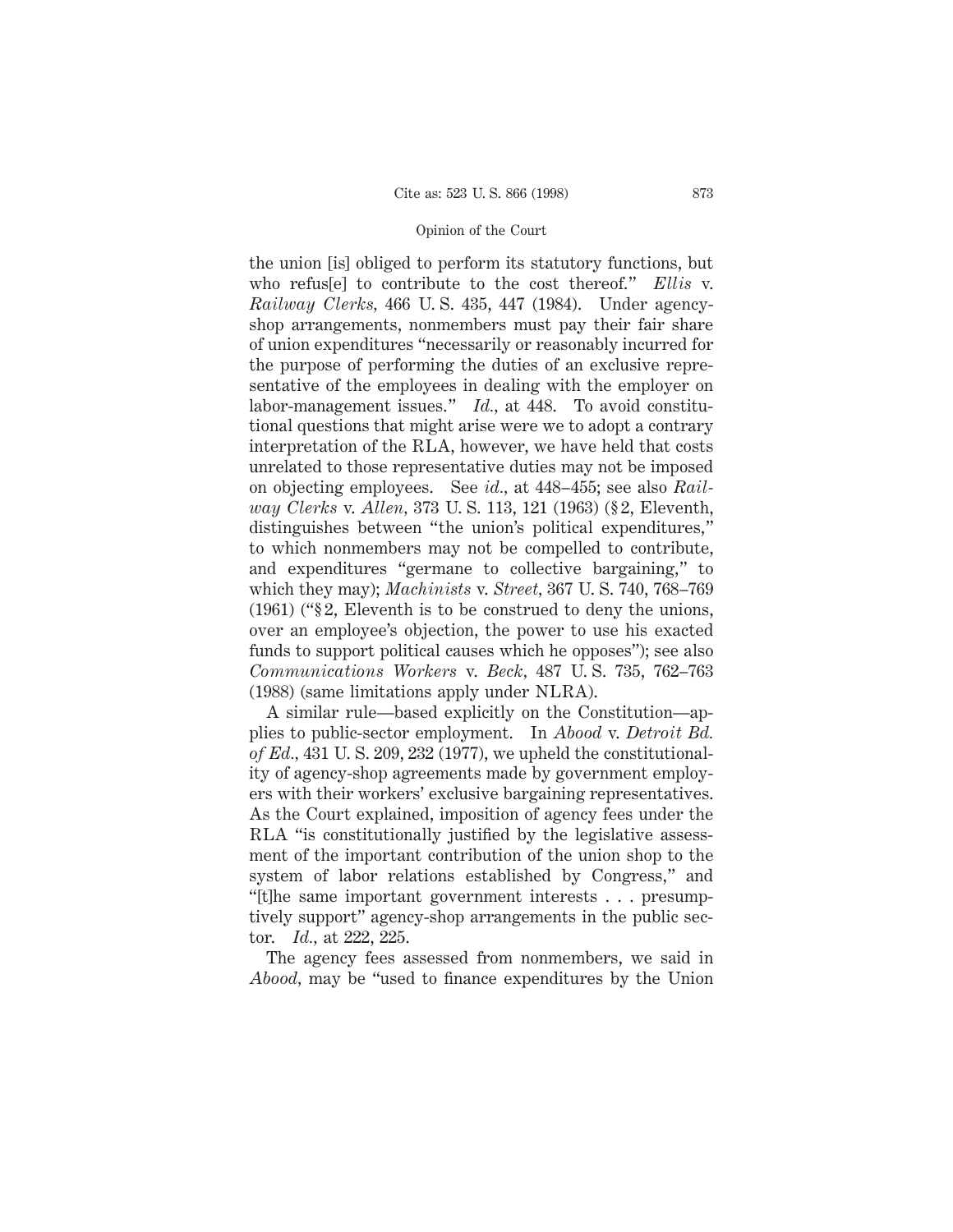the union [is] obliged to perform its statutory functions, but who refus[e] to contribute to the cost thereof." *Ellis* v. *Railway Clerks*, 466 U. S. 435, 447 (1984). Under agency-shop arrangements, nonmembers must pay their fair share of union expenditures "necessarily or reasonably incurred for the purpose of performing the duties of an exclusive representative of the employees in dealing with the employer on labor-management issues." *Id.*, at 448. To avoid constitutional questions that might arise were we to adopt a contrary interpretation of the RLA, however, we have held that costs unrelated to those representative duties may not be imposed on objecting employees. See *id.*, at 448–455; see also *Railway Clerks* v. *Allen*, 373 U. S. 113, 121 (1963) (§ 2, Eleventh, distinguishes between "the union's political expenditures," to which nonmembers may not be compelled to contribute, and expenditures "germane to collective bargaining," to which they may); *Machinists* v. *Street*, 367 U. S. 740, 768–769 (1961) ("§ 2, Eleventh is to be construed to deny the unions, over an employee's objection, the power to use his exacted funds to support political causes which he opposes"); see also *Communications Workers* v. *Beck*, 487 U. S. 735, 762–763 (1988) (same limitations apply under NLRA).

A similar rule—based explicitly on the Constitution—applies to public-sector employment. In *Abood* v. *Detroit Bd. of Ed.*, 431 U. S. 209, 232 (1977), we upheld the constitutionality of agency-shop agreements made by government employers with their workers' exclusive bargaining representatives. As the Court explained, imposition of agency fees under the RLA "is constitutionally justified by the legislative assessment of the important contribution of the union shop to the system of labor relations established by Congress," and "[t]he same important government interests . . . presumptively support" agency-shop arrangements in the public sector. *Id.*, at 222, 225.

The agency fees assessed from nonmembers, we said in *Abood*, may be "used to finance expenditures by the Union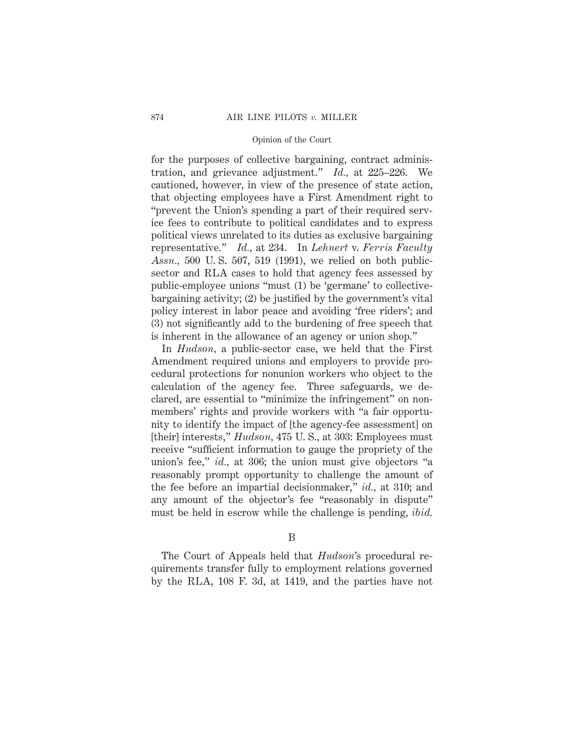for the purposes of collective bargaining, contract administration, and grievance adjustment." *Id.*, at 225–226. We cautioned, however, in view of the presence of state action, that objecting employees have a First Amendment right to "prevent the Union's spending a part of their required service fees to contribute to political candidates and to express political views unrelated to its duties as exclusive bargaining representative." *Id.*, at 234. In *Lehnert* v. *Ferris Faculty Assn.*, 500 U. S. 507, 519 (1991), we relied on both public-sector and RLA cases to hold that agency fees assessed by public-employee unions "must (1) be 'germane' to collective-bargaining activity; (2) be justified by the government's vital policy interest in labor peace and avoiding 'free riders'; and (3) not significantly add to the burdening of free speech that is inherent in the allowance of an agency or union shop."

In *Hudson*, a public-sector case, we held that the First Amendment required unions and employers to provide procedural protections for nonunion workers who object to the calculation of the agency fee. Three safeguards, we declared, are essential to "minimize the infringement" on nonmembers' rights and provide workers with "a fair opportunity to identify the impact of [the agency-fee assessment] on [their] interests," *Hudson*, 475 U. S., at 303: Employees must receive "sufficient information to gauge the propriety of the union's fee," *id.*, at 306; the union must give objectors "a reasonably prompt opportunity to challenge the amount of the fee before an impartial decisionmaker," *id.*, at 310; and any amount of the objector's fee "reasonably in dispute" must be held in escrow while the challenge is pending, *ibid.*

B

The Court of Appeals held that *Hudson*'s procedural requirements transfer fully to employment relations governed by the RLA, 108 F. 3d, at 1419, and the parties have not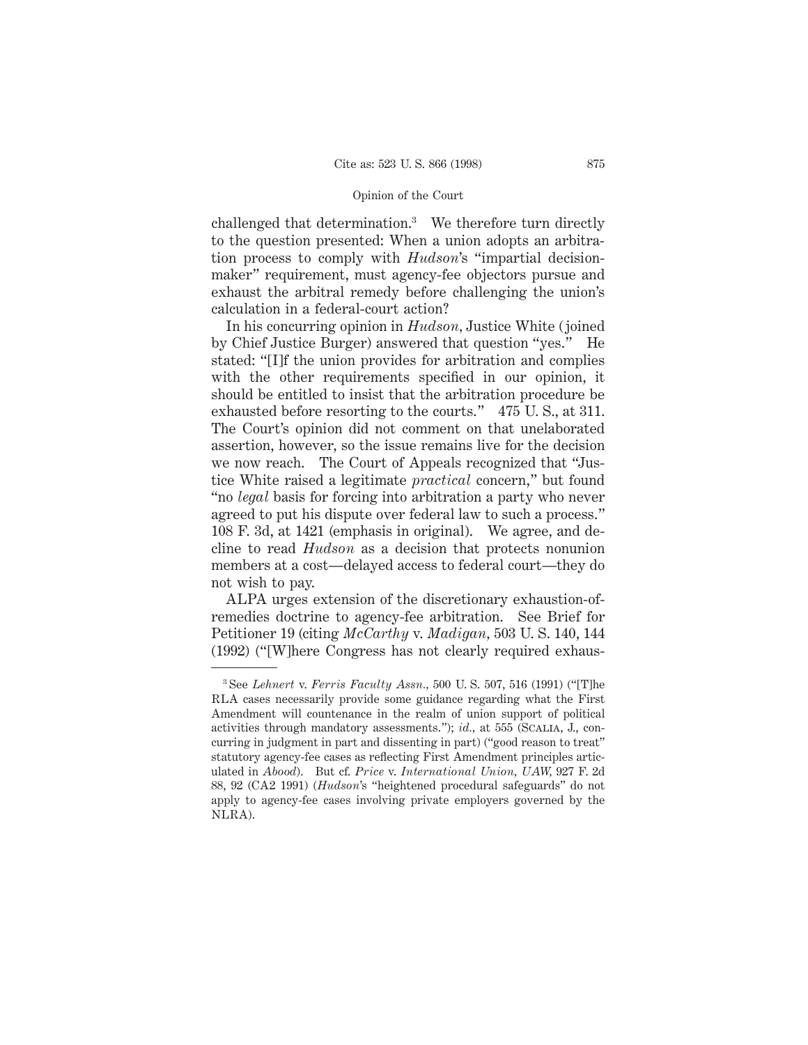challenged that determination.[3] We therefore turn directly to the question presented: When a union adopts an arbitration process to comply with *Hudson*'s "impartial decisionmaker" requirement, must agency-fee objectors pursue and exhaust the arbitral remedy before challenging the union's calculation in a federal-court action?

In his concurring opinion in *Hudson*, Justice White (joined by Chief Justice Burger) answered that question "yes." He stated: "[I]f the union provides for arbitration and complies with the other requirements specified in our opinion, it should be entitled to insist that the arbitration procedure be exhausted before resorting to the courts." 475 U. S., at 311. The Court's opinion did not comment on that unelaborated assertion, however, so the issue remains live for the decision we now reach. The Court of Appeals recognized that "Justice White raised a legitimate *practical* concern," but found "no *legal* basis for forcing into arbitration a party who never agreed to put his dispute over federal law to such a process." 108 F. 3d, at 1421 (emphasis in original). We agree, and decline to read *Hudson* as a decision that protects nonunion members at a cost—delayed access to federal court—they do not wish to pay.

ALPA urges extension of the discretionary exhaustion-of-remedies doctrine to agency-fee arbitration. See Brief for Petitioner 19 (citing *McCarthy* v. *Madigan*, 503 U. S. 140, 144 (1992) ("[W]here Congress has not clearly required exhaus-

---

[3] See *Lehnert* v. *Ferris Faculty Assn.*, 500 U. S. 507, 516 (1991) ("[T]he RLA cases necessarily provide some guidance regarding what the First Amendment will countenance in the realm of union support of political activities through mandatory assessments."); *id.*, at 555 (Scalia, J., concurring in judgment in part and dissenting in part) ("good reason to treat" statutory agency-fee cases as reflecting First Amendment principles articulated in *Abood*). But cf. *Price* v. *International Union, UAW*, 927 F. 2d 88, 92 (CA2 1991) (*Hudson*'s "heightened procedural safeguards" do not apply to agency-fee cases involving private employers governed by the NLRA).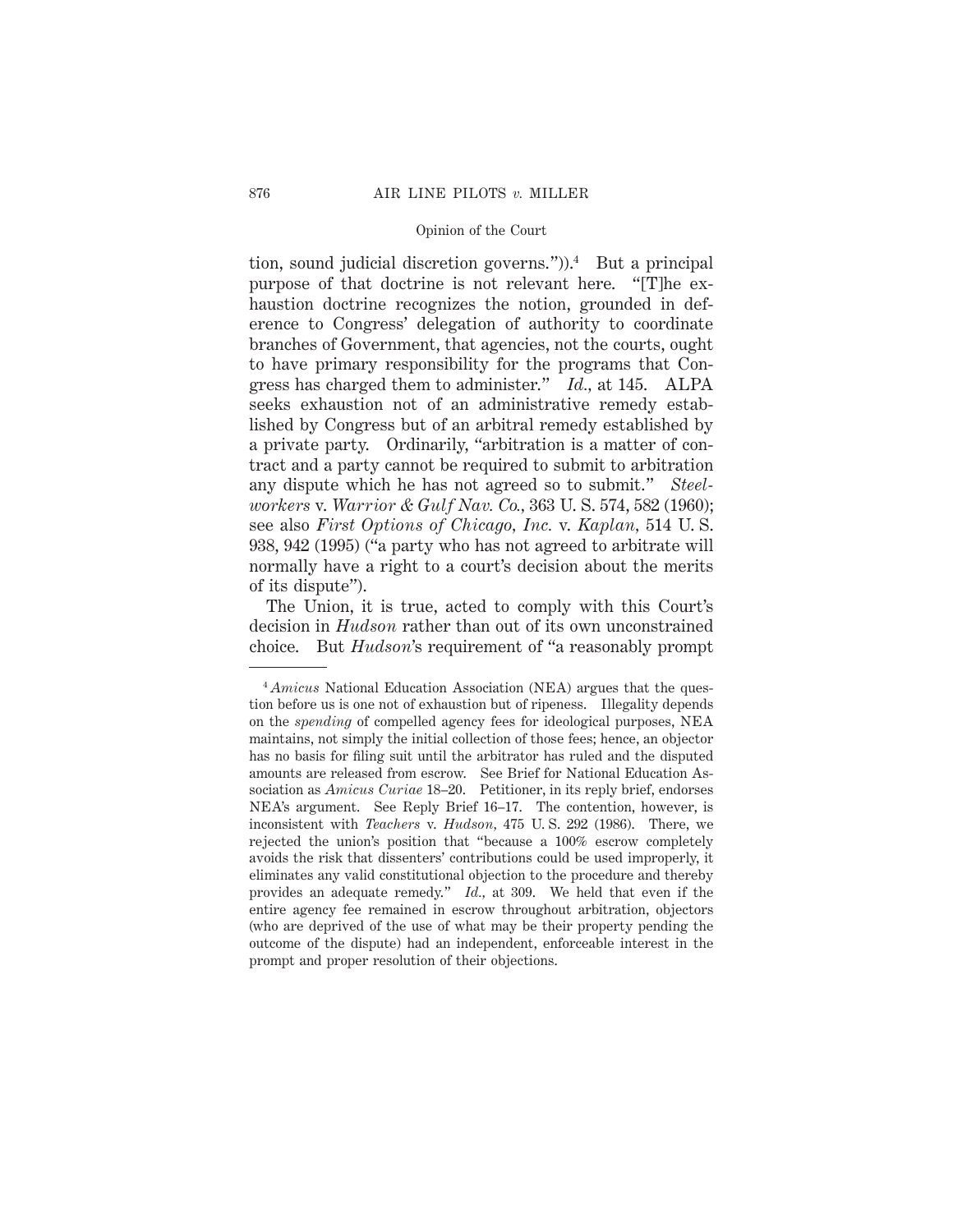tion, sound judicial discretion governs.")).[4] But a principal purpose of that doctrine is not relevant here. "[T]he exhaustion doctrine recognizes the notion, grounded in deference to Congress' delegation of authority to coordinate branches of Government, that agencies, not the courts, ought to have primary responsibility for the programs that Congress has charged them to administer." *Id.*, at 145. ALPA seeks exhaustion not of an administrative remedy established by Congress but of an arbitral remedy established by a private party. Ordinarily, "arbitration is a matter of contract and a party cannot be required to submit to arbitration any dispute which he has not agreed so to submit." *Steelworkers* v. *Warrior & Gulf Nav. Co.*, 363 U. S. 574, 582 (1960); see also *First Options of Chicago, Inc.* v. *Kaplan*, 514 U. S. 938, 942 (1995) ("a party who has not agreed to arbitrate will normally have a right to a court's decision about the merits of its dispute").

The Union, it is true, acted to comply with this Court's decision in *Hudson* rather than out of its own unconstrained choice. But *Hudson*'s requirement of "a reasonably prompt

---

[4] *Amicus* National Education Association (NEA) argues that the question before us is one not of exhaustion but of ripeness. Illegality depends on the *spending* of compelled agency fees for ideological purposes, NEA maintains, not simply the initial collection of those fees; hence, an objector has no basis for filing suit until the arbitrator has ruled and the disputed amounts are released from escrow. See Brief for National Education Association as *Amicus Curiae* 18–20. Petitioner, in its reply brief, endorses NEA's argument. See Reply Brief 16–17. The contention, however, is inconsistent with *Teachers* v. *Hudson*, 475 U. S. 292 (1986). There, we rejected the union's position that "because a 100% escrow completely avoids the risk that dissenters' contributions could be used improperly, it eliminates any valid constitutional objection to the procedure and thereby provides an adequate remedy." *Id.*, at 309. We held that even if the entire agency fee remained in escrow throughout arbitration, objectors (who are deprived of the use of what may be their property pending the outcome of the dispute) had an independent, enforceable interest in the prompt and proper resolution of their objections.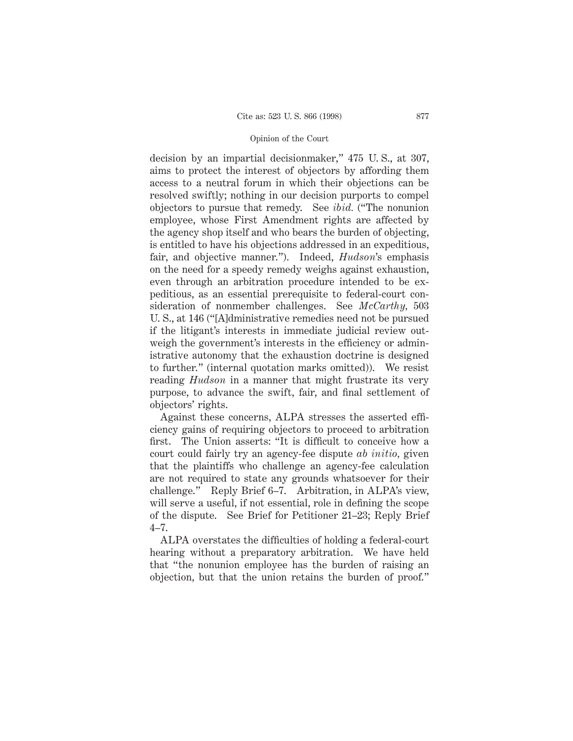decision by an impartial decisionmaker," 475 U. S., at 307, aims to protect the interest of objectors by affording them access to a neutral forum in which their objections can be resolved swiftly; nothing in our decision purports to compel objectors to pursue that remedy. See *ibid.* ("The nonunion employee, whose First Amendment rights are affected by the agency shop itself and who bears the burden of objecting, is entitled to have his objections addressed in an expeditious, fair, and objective manner."). Indeed, *Hudson*'s emphasis on the need for a speedy remedy weighs against exhaustion, even through an arbitration procedure intended to be expeditious, as an essential prerequisite to federal-court consideration of nonmember challenges. See *McCarthy*, 503 U. S., at 146 ("[A]dministrative remedies need not be pursued if the litigant's interests in immediate judicial review outweigh the government's interests in the efficiency or administrative autonomy that the exhaustion doctrine is designed to further." (internal quotation marks omitted)). We resist reading *Hudson* in a manner that might frustrate its very purpose, to advance the swift, fair, and final settlement of objectors' rights.

Against these concerns, ALPA stresses the asserted efficiency gains of requiring objectors to proceed to arbitration first. The Union asserts: "It is difficult to conceive how a court could fairly try an agency-fee dispute *ab initio*, given that the plaintiffs who challenge an agency-fee calculation are not required to state any grounds whatsoever for their challenge." Reply Brief 6–7. Arbitration, in ALPA's view, will serve a useful, if not essential, role in defining the scope of the dispute. See Brief for Petitioner 21–23; Reply Brief 4–7.

ALPA overstates the difficulties of holding a federal-court hearing without a preparatory arbitration. We have held that "the nonunion employee has the burden of raising an objection, but that the union retains the burden of proof."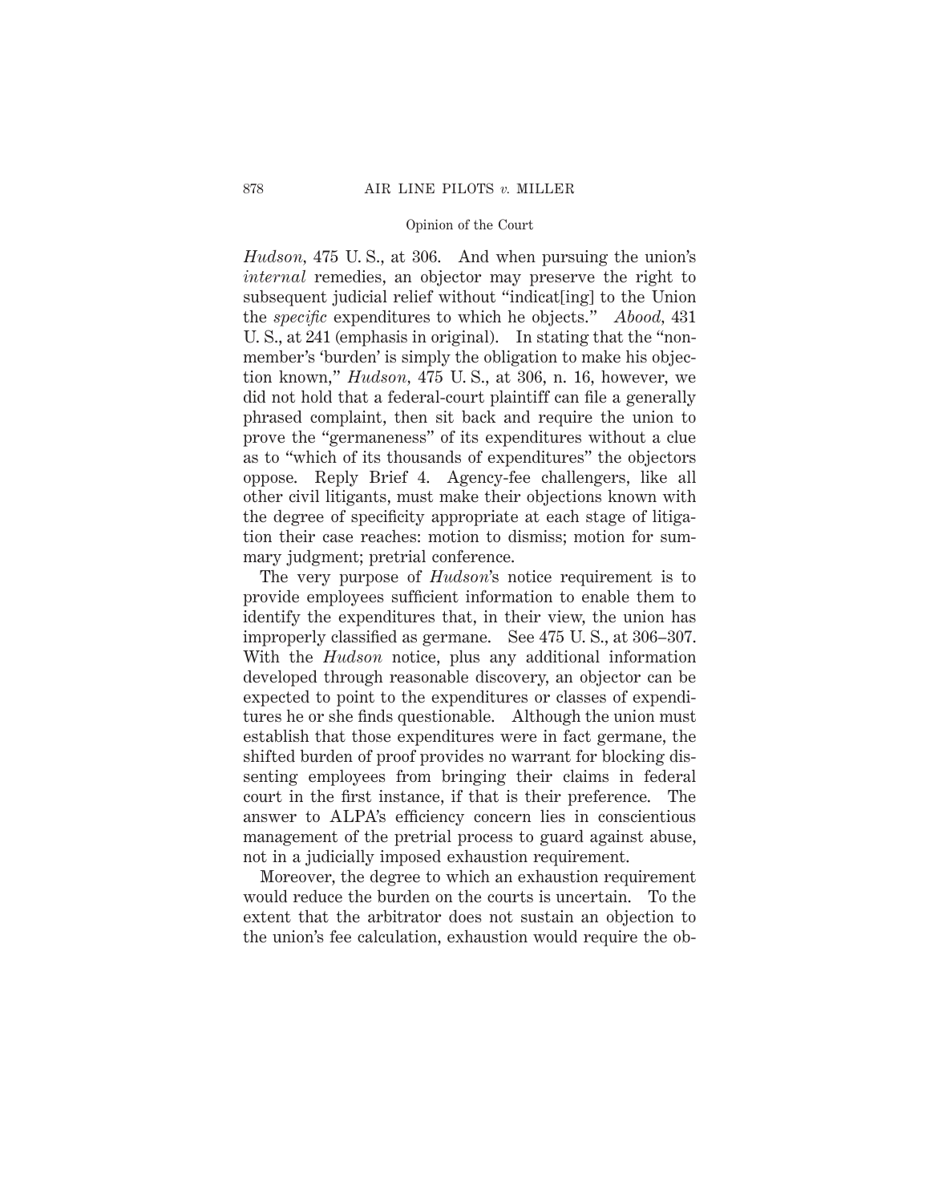*Hudson*, 475 U. S., at 306. And when pursuing the union's *internal* remedies, an objector may preserve the right to subsequent judicial relief without "indicat[ing] to the Union the *specific* expenditures to which he objects." *Abood*, 431 U. S., at 241 (emphasis in original). In stating that the "nonmember's 'burden' is simply the obligation to make his objection known," *Hudson*, 475 U. S., at 306, n. 16, however, we did not hold that a federal-court plaintiff can file a generally phrased complaint, then sit back and require the union to prove the "germaneness" of its expenditures without a clue as to "which of its thousands of expenditures" the objectors oppose. Reply Brief 4. Agency-fee challengers, like all other civil litigants, must make their objections known with the degree of specificity appropriate at each stage of litigation their case reaches: motion to dismiss; motion for summary judgment; pretrial conference.

The very purpose of *Hudson*'s notice requirement is to provide employees sufficient information to enable them to identify the expenditures that, in their view, the union has improperly classified as germane. See 475 U. S., at 306–307. With the *Hudson* notice, plus any additional information developed through reasonable discovery, an objector can be expected to point to the expenditures or classes of expenditures he or she finds questionable. Although the union must establish that those expenditures were in fact germane, the shifted burden of proof provides no warrant for blocking dissenting employees from bringing their claims in federal court in the first instance, if that is their preference. The answer to ALPA's efficiency concern lies in conscientious management of the pretrial process to guard against abuse, not in a judicially imposed exhaustion requirement.

Moreover, the degree to which an exhaustion requirement would reduce the burden on the courts is uncertain. To the extent that the arbitrator does not sustain an objection to the union's fee calculation, exhaustion would require the ob-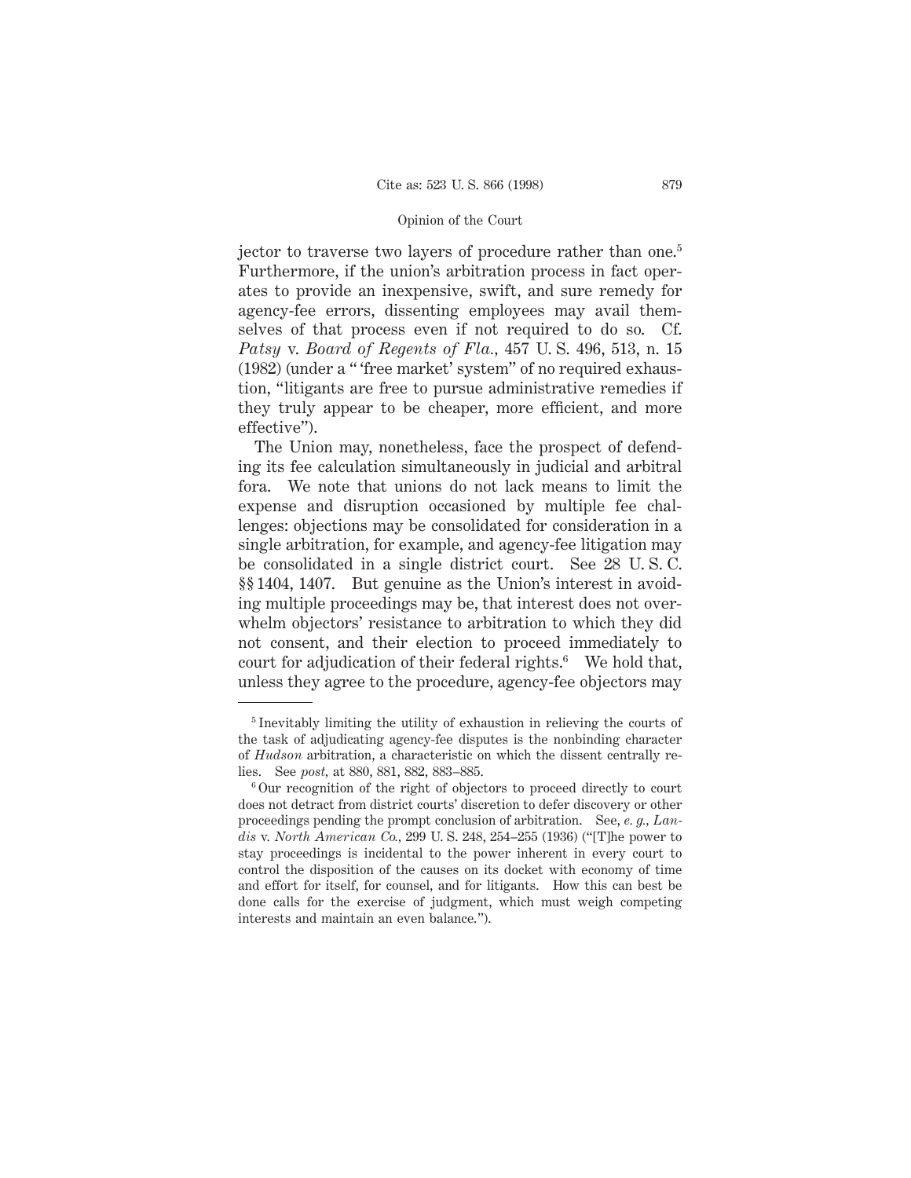jector to traverse two layers of procedure rather than one.[5] Furthermore, if the union's arbitration process in fact operates to provide an inexpensive, swift, and sure remedy for agency-fee errors, dissenting employees may avail themselves of that process even if not required to do so. Cf. *Patsy* v. *Board of Regents of Fla.*, 457 U. S. 496, 513, n. 15 (1982) (under a " 'free market' system" of no required exhaustion, "litigants are free to pursue administrative remedies if they truly appear to be cheaper, more efficient, and more effective").

The Union may, nonetheless, face the prospect of defending its fee calculation simultaneously in judicial and arbitral fora. We note that unions do not lack means to limit the expense and disruption occasioned by multiple fee challenges: objections may be consolidated for consideration in a single arbitration, for example, and agency-fee litigation may be consolidated in a single district court. See 28 U. S. C. §§ 1404, 1407. But genuine as the Union's interest in avoiding multiple proceedings may be, that interest does not overwhelm objectors' resistance to arbitration to which they did not consent, and their election to proceed immediately to court for adjudication of their federal rights.[6] We hold that, unless they agree to the procedure, agency-fee objectors may

---

[5] Inevitably limiting the utility of exhaustion in relieving the courts of the task of adjudicating agency-fee disputes is the nonbinding character of *Hudson* arbitration, a characteristic on which the dissent centrally relies. See *post*, at 880, 881, 882, 883–885.

[6] Our recognition of the right of objectors to proceed directly to court does not detract from district courts' discretion to defer discovery or other proceedings pending the prompt conclusion of arbitration. See, *e. g.*, *Landis* v. *North American Co.*, 299 U. S. 248, 254–255 (1936) ("[T]he power to stay proceedings is incidental to the power inherent in every court to control the disposition of the causes on its docket with economy of time and effort for itself, for counsel, and for litigants. How this can best be done calls for the exercise of judgment, which must weigh competing interests and maintain an even balance.").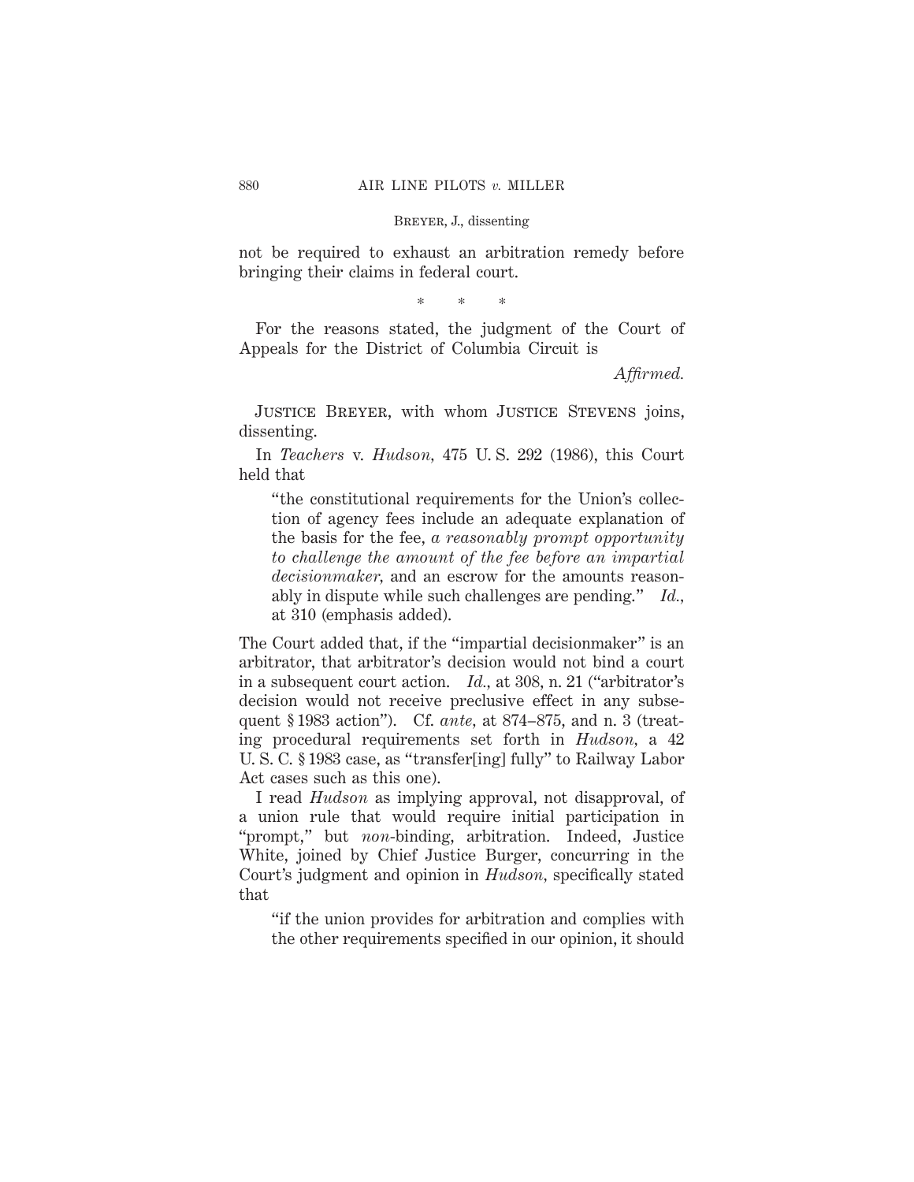not be required to exhaust an arbitration remedy before bringing their claims in federal court.

\* \* \*

For the reasons stated, the judgment of the Court of Appeals for the District of Columbia Circuit is

*Affirmed.*

JUSTICE BREYER, with whom JUSTICE STEVENS joins, dissenting.

In *Teachers* v. *Hudson*, 475 U. S. 292 (1986), this Court held that

> "the constitutional requirements for the Union's collection of agency fees include an adequate explanation of the basis for the fee, *a reasonably prompt opportunity to challenge the amount of the fee before an impartial decisionmaker*, and an escrow for the amounts reasonably in dispute while such challenges are pending." *Id.*, at 310 (emphasis added).

The Court added that, if the "impartial decisionmaker" is an arbitrator, that arbitrator's decision would not bind a court in a subsequent court action. *Id.*, at 308, n. 21 ("arbitrator's decision would not receive preclusive effect in any subsequent § 1983 action"). Cf. *ante*, at 874–875, and n. 3 (treating procedural requirements set forth in *Hudson*, a 42 U. S. C. § 1983 case, as "transfer[ing] fully" to Railway Labor Act cases such as this one).

I read *Hudson* as implying approval, not disapproval, of a union rule that would require initial participation in "prompt," but *non*-binding, arbitration. Indeed, Justice White, joined by Chief Justice Burger, concurring in the Court's judgment and opinion in *Hudson*, specifically stated that

> "if the union provides for arbitration and complies with the other requirements specified in our opinion, it should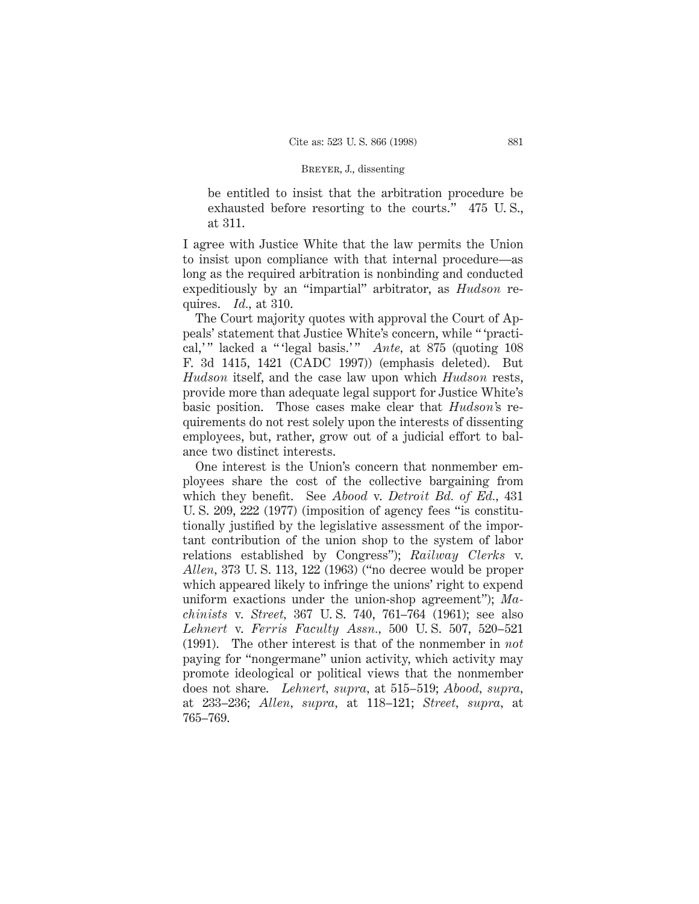> be entitled to insist that the arbitration procedure be exhausted before resorting to the courts." 475 U. S., at 311.

I agree with Justice White that the law permits the Union to insist upon compliance with that internal procedure—as long as the required arbitration is nonbinding and conducted expeditiously by an "impartial" arbitrator, as *Hudson* requires. *Id.*, at 310.

The Court majority quotes with approval the Court of Appeals' statement that Justice White's concern, while " 'practical,' " lacked a " 'legal basis.' " *Ante*, at 875 (quoting 108 F. 3d 1415, 1421 (CADC 1997)) (emphasis deleted). But *Hudson* itself, and the case law upon which *Hudson* rests, provide more than adequate legal support for Justice White's basic position. Those cases make clear that *Hudson*'s requirements do not rest solely upon the interests of dissenting employees, but, rather, grow out of a judicial effort to balance two distinct interests.

One interest is the Union's concern that nonmember employees share the cost of the collective bargaining from which they benefit. See *Abood* v. *Detroit Bd. of Ed.*, 431 U. S. 209, 222 (1977) (imposition of agency fees "is constitutionally justified by the legislative assessment of the important contribution of the union shop to the system of labor relations established by Congress"); *Railway Clerks* v. *Allen*, 373 U. S. 113, 122 (1963) ("no decree would be proper which appeared likely to infringe the unions' right to expend uniform exactions under the union-shop agreement"); *Machinists* v. *Street*, 367 U. S. 740, 761–764 (1961); see also *Lehnert* v. *Ferris Faculty Assn.*, 500 U. S. 507, 520–521 (1991). The other interest is that of the nonmember in *not* paying for "nongermane" union activity, which activity may promote ideological or political views that the nonmember does not share. *Lehnert*, *supra*, at 515–519; *Abood*, *supra*, at 233–236; *Allen*, *supra*, at 118–121; *Street*, *supra*, at 765–769.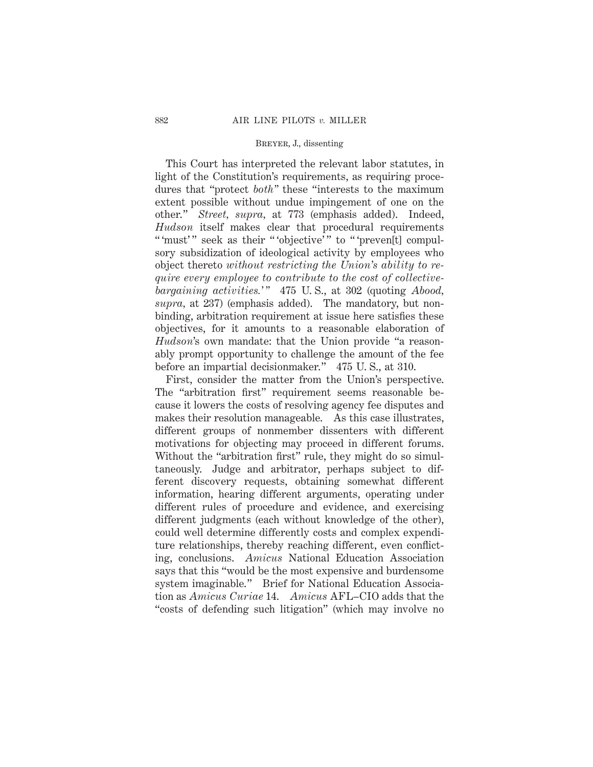This Court has interpreted the relevant labor statutes, in light of the Constitution's requirements, as requiring procedures that "protect *both*" these "interests to the maximum extent possible without undue impingement of one on the other." *Street, supra,* at 773 (emphasis added). Indeed, *Hudson* itself makes clear that procedural requirements " 'must' " seek as their " 'objective' " to " 'preven[t] compulsory subsidization of ideological activity by employees who object thereto *without restricting the Union's ability to require every employee to contribute to the cost of collective-bargaining activities.*' " 475 U. S., at 302 (quoting *Abood, supra,* at 237) (emphasis added). The mandatory, but nonbinding, arbitration requirement at issue here satisfies these objectives, for it amounts to a reasonable elaboration of *Hudson*'s own mandate: that the Union provide "a reasonably prompt opportunity to challenge the amount of the fee before an impartial decisionmaker." 475 U. S., at 310.

First, consider the matter from the Union's perspective. The "arbitration first" requirement seems reasonable because it lowers the costs of resolving agency fee disputes and makes their resolution manageable. As this case illustrates, different groups of nonmember dissenters with different motivations for objecting may proceed in different forums. Without the "arbitration first" rule, they might do so simultaneously. Judge and arbitrator, perhaps subject to different discovery requests, obtaining somewhat different information, hearing different arguments, operating under different rules of procedure and evidence, and exercising different judgments (each without knowledge of the other), could well determine differently costs and complex expenditure relationships, thereby reaching different, even conflicting, conclusions. *Amicus* National Education Association says that this "would be the most expensive and burdensome system imaginable." Brief for National Education Association as *Amicus Curiae* 14. *Amicus* AFL–CIO adds that the "costs of defending such litigation" (which may involve no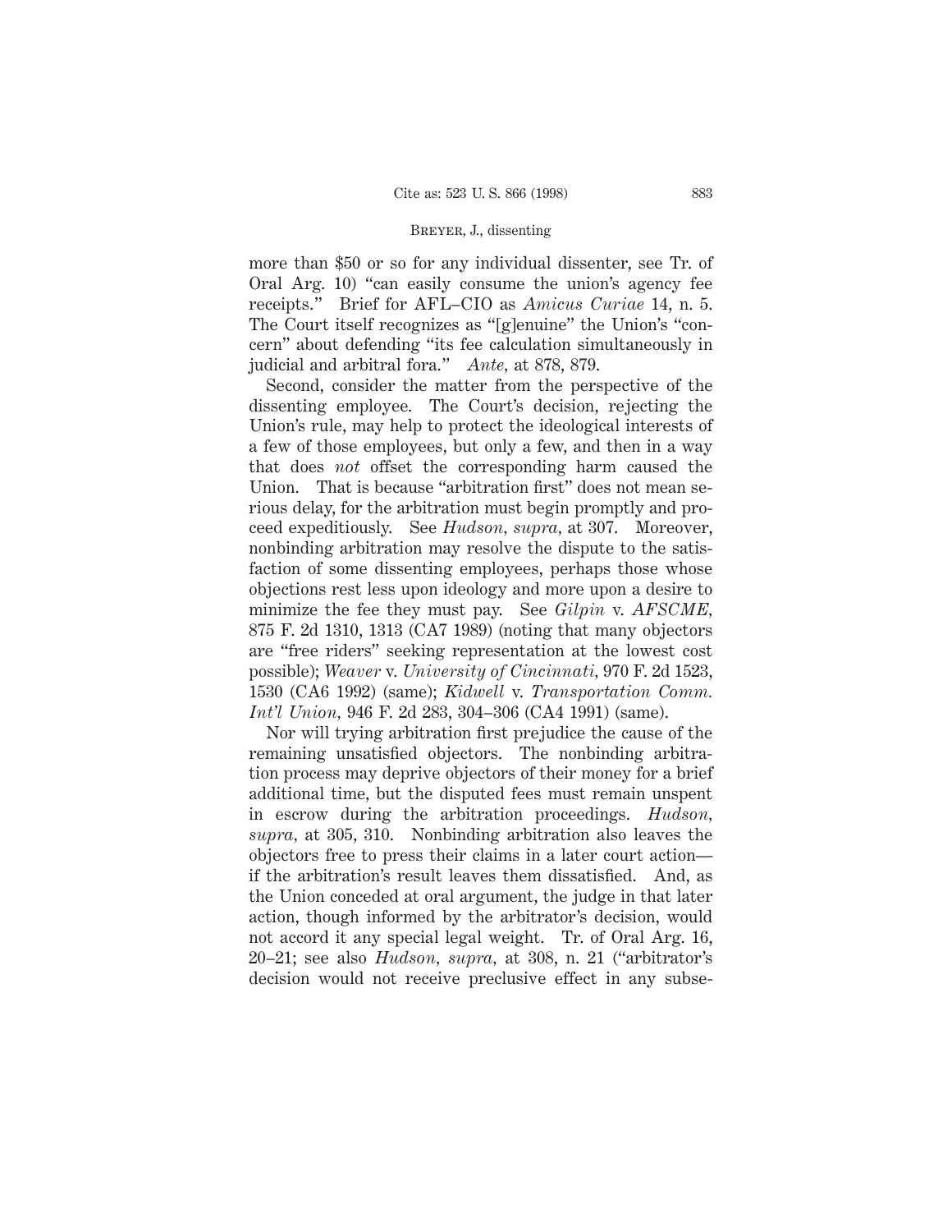more than $50 or so for any individual dissenter, see Tr. of Oral Arg. 10) "can easily consume the union's agency fee receipts." Brief for AFL–CIO as *Amicus Curiae* 14, n. 5. The Court itself recognizes as "[g]enuine" the Union's "concern" about defending "its fee calculation simultaneously in judicial and arbitral fora." *Ante,* at 878, 879.

Second, consider the matter from the perspective of the dissenting employee. The Court's decision, rejecting the Union's rule, may help to protect the ideological interests of a few of those employees, but only a few, and then in a way that does *not* offset the corresponding harm caused the Union. That is because "arbitration first" does not mean serious delay, for the arbitration must begin promptly and proceed expeditiously. See *Hudson, supra,* at 307. Moreover, nonbinding arbitration may resolve the dispute to the satisfaction of some dissenting employees, perhaps those whose objections rest less upon ideology and more upon a desire to minimize the fee they must pay. See *Gilpin* v. *AFSCME,* 875 F. 2d 1310, 1313 (CA7 1989) (noting that many objectors are "free riders" seeking representation at the lowest cost possible); *Weaver* v. *University of Cincinnati,* 970 F. 2d 1523, 1530 (CA6 1992) (same); *Kidwell* v. *Transportation Comm. Int'l Union,* 946 F. 2d 283, 304–306 (CA4 1991) (same).

Nor will trying arbitration first prejudice the cause of the remaining unsatisfied objectors. The nonbinding arbitration process may deprive objectors of their money for a brief additional time, but the disputed fees must remain unspent in escrow during the arbitration proceedings. *Hudson, supra,* at 305, 310. Nonbinding arbitration also leaves the objectors free to press their claims in a later court action— if the arbitration's result leaves them dissatisfied. And, as the Union conceded at oral argument, the judge in that later action, though informed by the arbitrator's decision, would not accord it any special legal weight. Tr. of Oral Arg. 16, 20–21; see also *Hudson, supra,* at 308, n. 21 ("arbitrator's decision would not receive preclusive effect in any subse-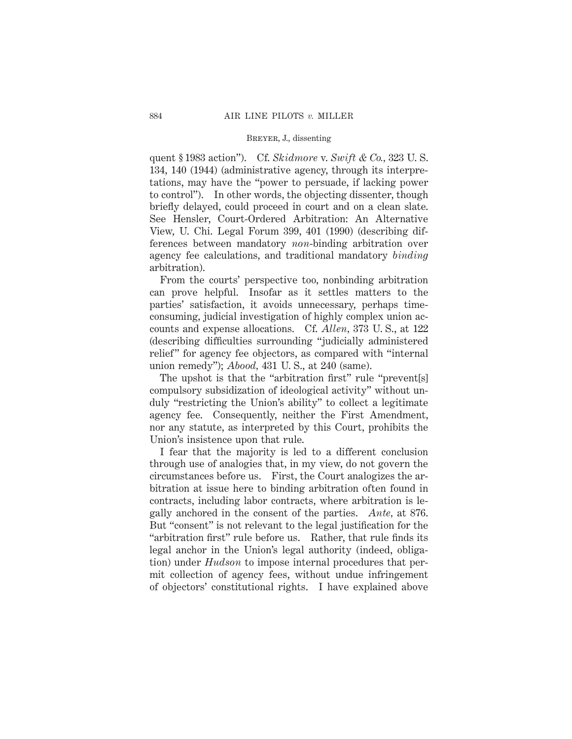quent § 1983 action"). Cf. *Skidmore* v. *Swift & Co.*, 323 U. S. 134, 140 (1944) (administrative agency, through its interpretations, may have the "power to persuade, if lacking power to control"). In other words, the objecting dissenter, though briefly delayed, could proceed in court and on a clean slate. See Hensler, Court-Ordered Arbitration: An Alternative View, U. Chi. Legal Forum 399, 401 (1990) (describing differences between mandatory *non*-binding arbitration over agency fee calculations, and traditional mandatory *binding* arbitration).

From the courts' perspective too, nonbinding arbitration can prove helpful. Insofar as it settles matters to the parties' satisfaction, it avoids unnecessary, perhaps time-consuming, judicial investigation of highly complex union accounts and expense allocations. Cf. *Allen*, 373 U. S., at 122 (describing difficulties surrounding "judicially administered relief" for agency fee objectors, as compared with "internal union remedy"); *Abood*, 431 U. S., at 240 (same).

The upshot is that the "arbitration first" rule "prevent[s] compulsory subsidization of ideological activity" without unduly "restricting the Union's ability" to collect a legitimate agency fee. Consequently, neither the First Amendment, nor any statute, as interpreted by this Court, prohibits the Union's insistence upon that rule.

I fear that the majority is led to a different conclusion through use of analogies that, in my view, do not govern the circumstances before us. First, the Court analogizes the arbitration at issue here to binding arbitration often found in contracts, including labor contracts, where arbitration is legally anchored in the consent of the parties. *Ante*, at 876. But "consent" is not relevant to the legal justification for the "arbitration first" rule before us. Rather, that rule finds its legal anchor in the Union's legal authority (indeed, obligation) under *Hudson* to impose internal procedures that permit collection of agency fees, without undue infringement of objectors' constitutional rights. I have explained above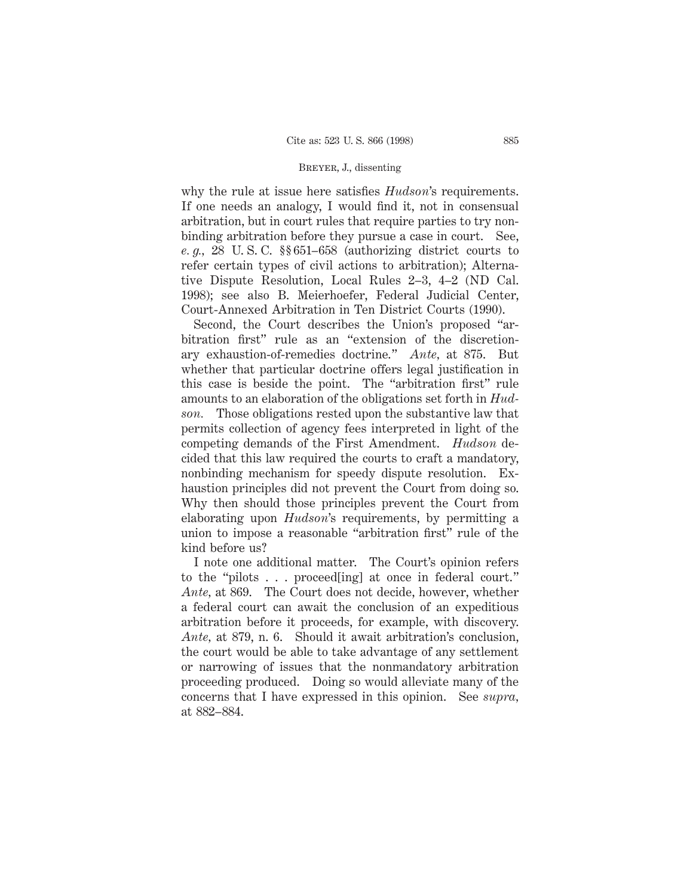why the rule at issue here satisfies *Hudson*'s requirements. If one needs an analogy, I would find it, not in consensual arbitration, but in court rules that require parties to try nonbinding arbitration before they pursue a case in court. See, *e. g.*, 28 U. S. C. §§ 651–658 (authorizing district courts to refer certain types of civil actions to arbitration); Alternative Dispute Resolution, Local Rules 2–3, 4–2 (ND Cal. 1998); see also B. Meierhoefer, Federal Judicial Center, Court-Annexed Arbitration in Ten District Courts (1990).

Second, the Court describes the Union's proposed "arbitration first" rule as an "extension of the discretionary exhaustion-of-remedies doctrine." *Ante*, at 875. But whether that particular doctrine offers legal justification in this case is beside the point. The "arbitration first" rule amounts to an elaboration of the obligations set forth in *Hudson*. Those obligations rested upon the substantive law that permits collection of agency fees interpreted in light of the competing demands of the First Amendment. *Hudson* decided that this law required the courts to craft a mandatory, nonbinding mechanism for speedy dispute resolution. Exhaustion principles did not prevent the Court from doing so. Why then should those principles prevent the Court from elaborating upon *Hudson*'s requirements, by permitting a union to impose a reasonable "arbitration first" rule of the kind before us?

I note one additional matter. The Court's opinion refers to the "pilots . . . proceed[ing] at once in federal court." *Ante*, at 869. The Court does not decide, however, whether a federal court can await the conclusion of an expeditious arbitration before it proceeds, for example, with discovery. *Ante*, at 879, n. 6. Should it await arbitration's conclusion, the court would be able to take advantage of any settlement or narrowing of issues that the nonmandatory arbitration proceeding produced. Doing so would alleviate many of the concerns that I have expressed in this opinion. See *supra*, at 882–884.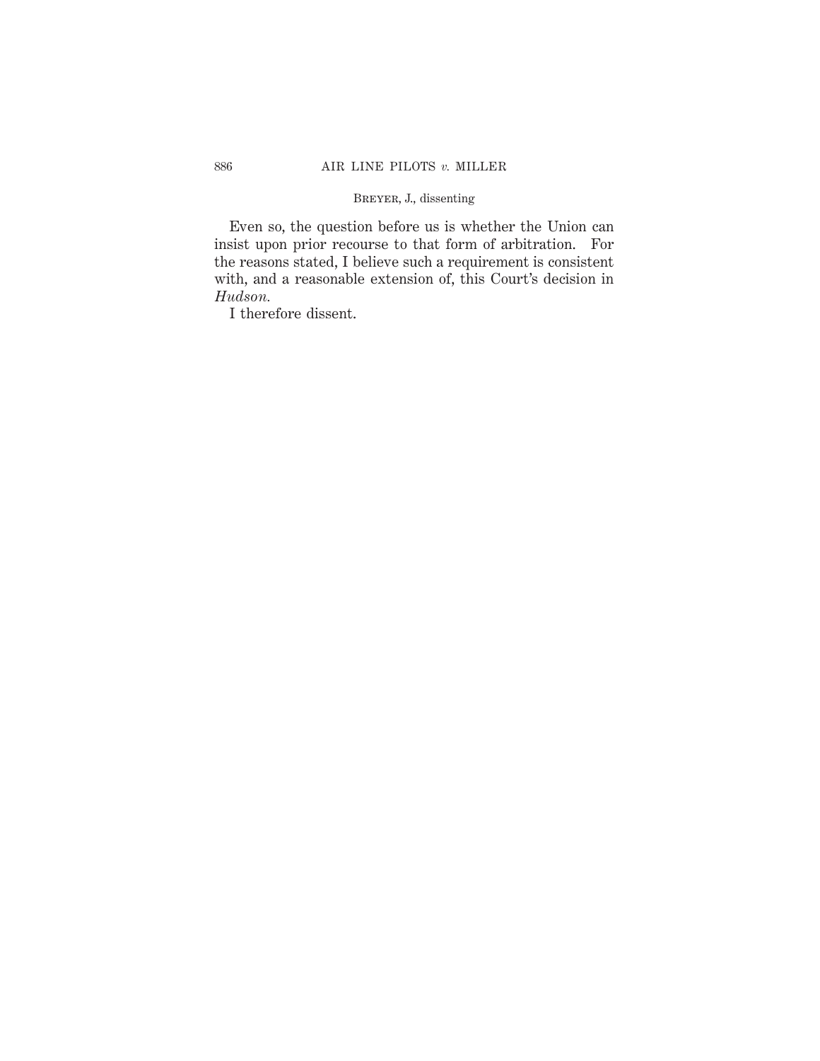Even so, the question before us is whether the Union can insist upon prior recourse to that form of arbitration. For the reasons stated, I believe such a requirement is consistent with, and a reasonable extension of, this Court's decision in *Hudson*.

I therefore dissent.